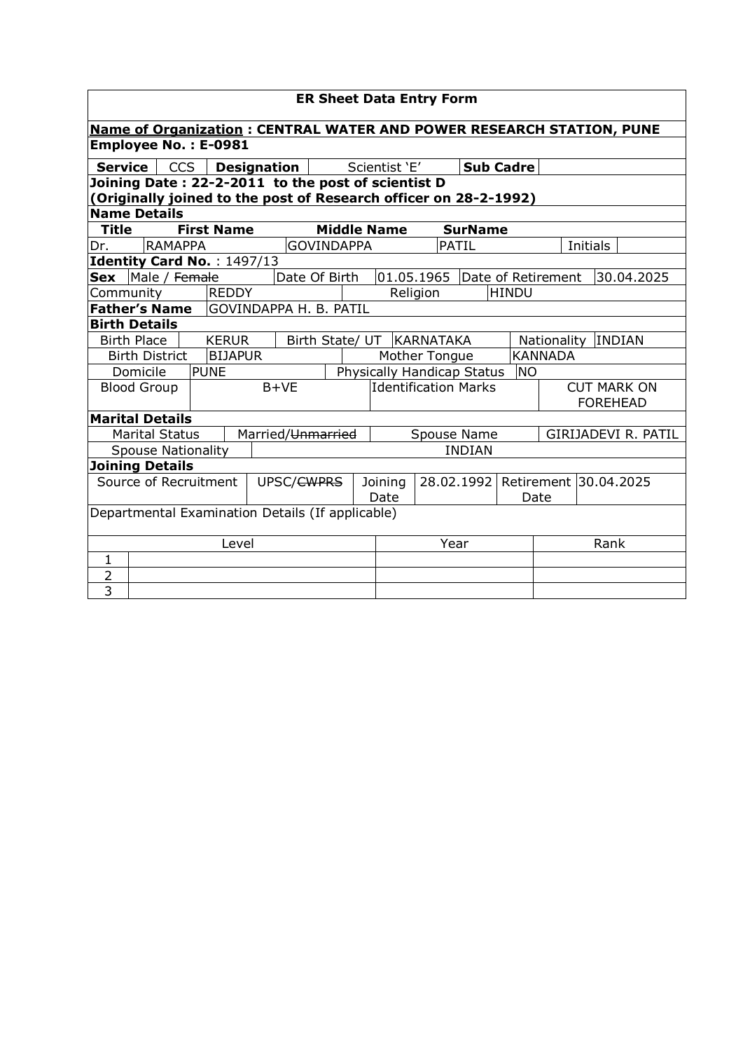# ER Sheet Data Entry Form

**Name of Organization : CENTRAL WATER AND POWER RESEARCH STATION, PUNE**

**Employee No. : E-0981**

| **Service** | CCS | **Designation** | Scientist 'E' | **Sub Cadre** | |
|---|---|---|---|---|---|

**Joining Date : 22-2-2011 to the post of scientist D**
**(Originally joined to the post of Research officer on 28-2-1992)**

**Name Details**

| **Title** | **First Name** | **Middle Name** | **SurName** | | |
|---|---|---|---|---|---|
| Dr. | RAMAPPA | GOVINDAPPA | PATIL | Initials | |

**Identity Card No.** : 1497/13

| **Sex** | Male / ~~Female~~ | Date Of Birth | 01.05.1965 | Date of Retirement | 30.04.2025 |
|---|---|---|---|---|---|
| Community | REDDY | Religion | HINDU | | |
| **Father's Name** | GOVINDAPPA H. B. PATIL | | | | |

**Birth Details**

| Birth Place | KERUR | Birth State/ UT | KARNATAKA | Nationality | INDIAN |
|---|---|---|---|---|---|
| Birth District | BIJAPUR | Mother Tongue | KANNADA | | |
| Domicile | PUNE | Physically Handicap Status | NO | | |
| Blood Group | B+VE | Identification Marks | CUT MARK ON FOREHEAD | | |

**Marital Details**

| Marital Status | Married/~~Unmarried~~ | Spouse Name | GIRIJADEVI R. PATIL |
|---|---|---|---|
| Spouse Nationality | INDIAN | | |

**Joining Details**

| Source of Recruitment | UPSC/~~CWPRS~~ | Joining Date | 28.02.1992 | Retirement Date | 30.04.2025 |
|---|---|---|---|---|---|

Departmental Examination Details (If applicable)

| | Level | Year | Rank |
|---|---|---|---|
| 1 | | | |
| 2 | | | |
| 3 | | | |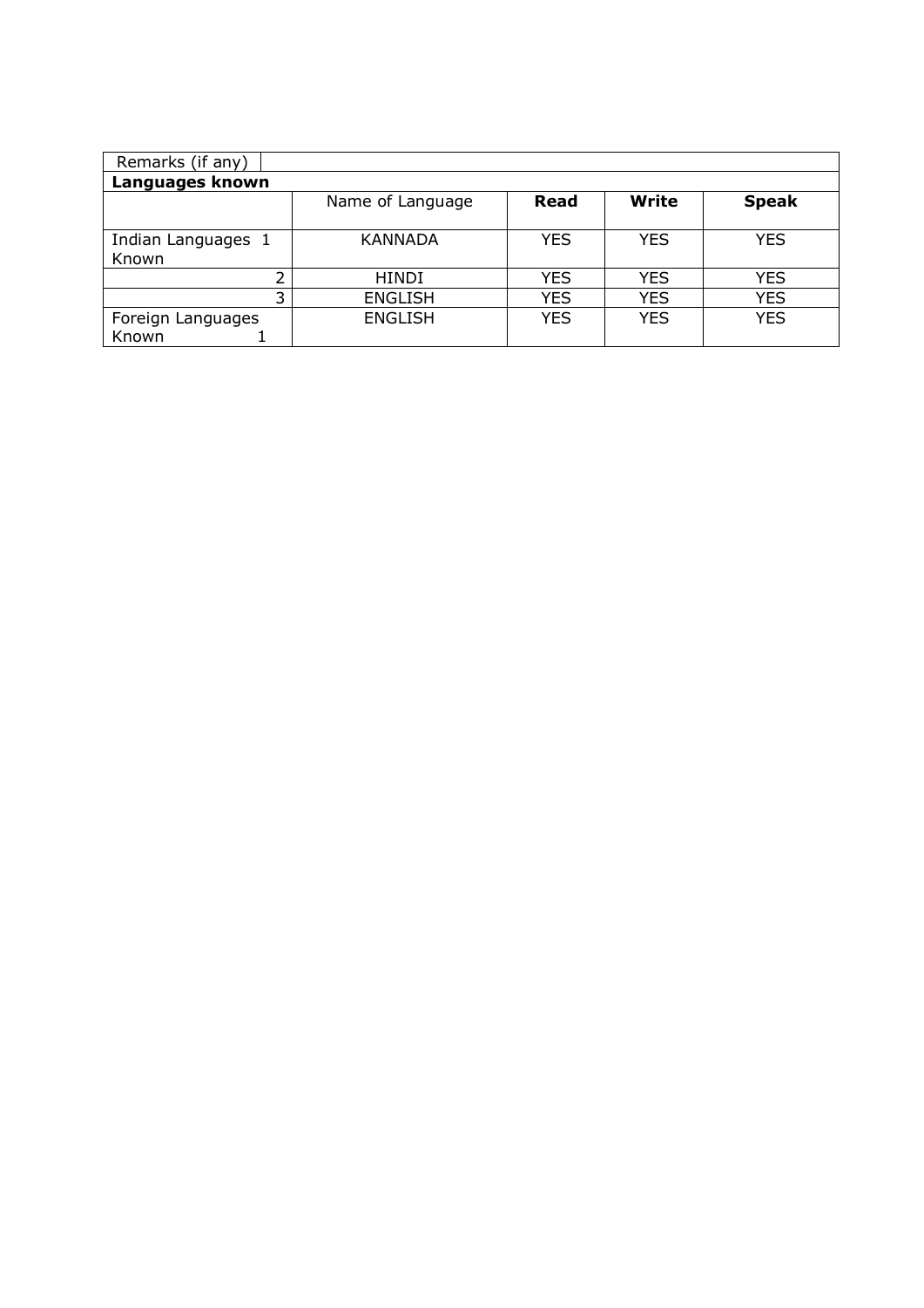| Remarks (if any) | | | | |
|---|---|---|---|---|
| **Languages known** | | | | |
| | Name of Language | **Read** | **Write** | **Speak** |
| Indian Languages Known 1 | KANNADA | YES | YES | YES |
| 2 | HINDI | YES | YES | YES |
| 3 | ENGLISH | YES | YES | YES |
| Foreign Languages Known 1 | ENGLISH | YES | YES | YES |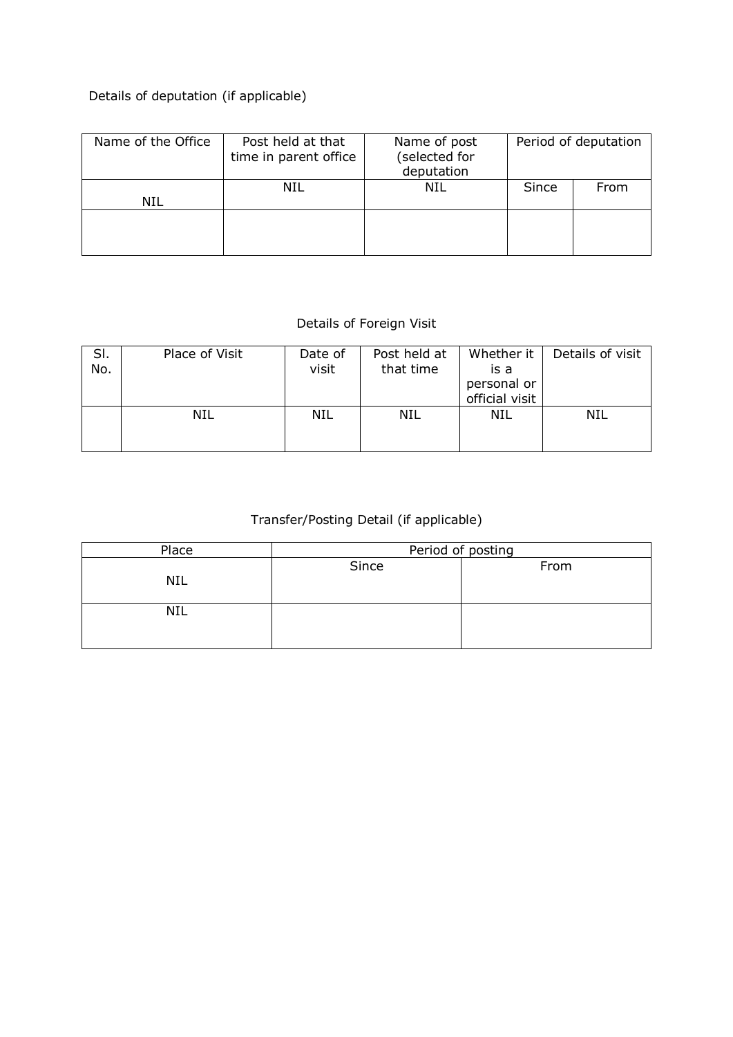Details of deputation (if applicable)

| Name of the Office | Post held at that time in parent office | Name of post (selected for deputation | Period of deputation | |
|---|---|---|---|---|
| NIL | NIL | NIL | Since | From |
| | | | | |

Details of Foreign Visit

| Sl. No. | Place of Visit | Date of visit | Post held at that time | Whether it is a personal or official visit | Details of visit |
|---|---|---|---|---|---|
| | NIL | NIL | NIL | NIL | NIL |

Transfer/Posting Detail (if applicable)

| Place | Period of posting | |
|---|---|---|
| NIL | Since | From |
| NIL | | |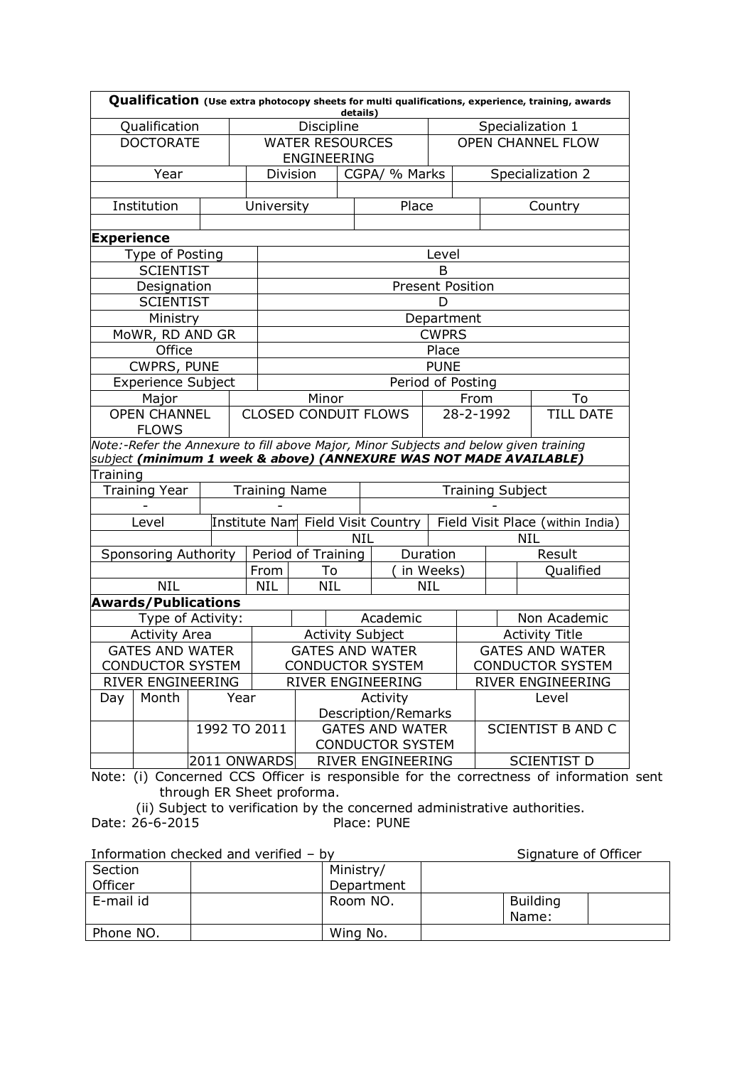**Qualification** (Use extra photocopy sheets for multi qualifications, experience, training, awards details)

| Qualification | Discipline | Specialization 1 |
|---|---|---|
| DOCTORATE | WATER RESOURCES ENGINEERING | OPEN CHANNEL FLOW |

| Year | Division | CGPA/ % Marks | Specialization 2 |
|---|---|---|---|
| | | | |

| Institution | University | Place | Country |
|---|---|---|---|
| | | | |

**Experience**

| Type of Posting | Level |
|---|---|
| SCIENTIST | B |
| Designation | Present Position |
| SCIENTIST | D |
| Ministry | Department |
| MoWR, RD AND GR | CWPRS |
| Office | Place |
| CWPRS, PUNE | PUNE |

| Experience Subject | | Period of Posting | |
|---|---|---|---|
| Major | Minor | From | To |
| OPEN CHANNEL FLOWS | CLOSED CONDUIT FLOWS | 28-2-1992 | TILL DATE |

*Note:-Refer the Annexure to fill above Major, Minor Subjects and below given training subject **(minimum 1 week & above) (ANNEXURE WAS NOT MADE AVAILABLE)***

Training

| Training Year | Training Name | Training Subject |
|---|---|---|
| - | - | - |

| Level | Institute Nam | Field Visit Country | Field Visit Place (within India) |
|---|---|---|---|
| | | NIL | NIL |

| Sponsoring Authority | Period of Training | | Duration | Result | |
|---|---|---|---|---|---|
| | From | To | ( in Weeks) | | Qualified |
| NIL | NIL | NIL | NIL | | |

**Awards/Publications**

| Type of Activity: | | Academic | | Non Academic |
|---|---|---|---|---|

| Activity Area | Activity Subject | Activity Title |
|---|---|---|
| GATES AND WATER CONDUCTOR SYSTEM | GATES AND WATER CONDUCTOR SYSTEM | GATES AND WATER CONDUCTOR SYSTEM |
| RIVER ENGINEERING | RIVER ENGINEERING | RIVER ENGINEERING |

| Day | Month | Year | Activity Description/Remarks | Level |
|---|---|---|---|---|
| | | 1992 TO 2011 | GATES AND WATER CONDUCTOR SYSTEM | SCIENTIST B AND C |
| | | 2011 ONWARDS | RIVER ENGINEERING | SCIENTIST D |

Note: (i) Concerned CCS Officer is responsible for the correctness of information sent through ER Sheet proforma.

(ii) Subject to verification by the concerned administrative authorities.

Date: 26-6-2015 Place: PUNE

Information checked and verified – by Signature of Officer

| | | | | | |
|---|---|---|---|---|---|
| Section Officer | | Ministry/ Department | | | |
| E-mail id | | Room NO. | | Building Name: | |
| Phone NO. | | Wing No. | | | |